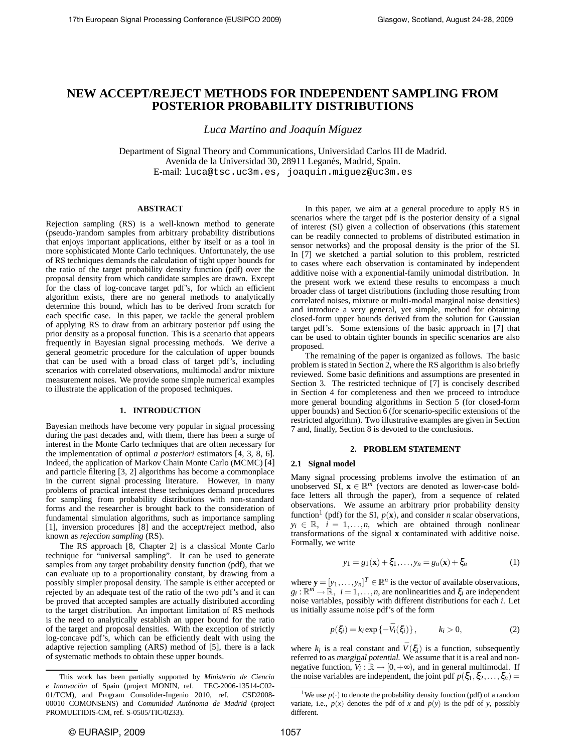# NEW ACCEPT/REJECT METHODS FOR INDEPENDENT SAMPLING FROM POSTERIOR PROBABILITY DISTRIBUTIONS

*Luca Martino and Joaquín Míguez*

Department of Signal Theory and Communications, Universidad Carlos III de Madrid.
Avenida de la Universidad 30, 28911 Leganés, Madrid, Spain.
E-mail: luca@tsc.uc3m.es, joaquin.miguez@uc3m.es

### ABSTRACT

Rejection sampling (RS) is a well-known method to generate (pseudo-)random samples from arbitrary probability distributions that enjoys important applications, either by itself or as a tool in more sophisticated Monte Carlo techniques. Unfortunately, the use of RS techniques demands the calculation of tight upper bounds for the ratio of the target probability density function (pdf) over the proposal density from which candidate samples are drawn. Except for the class of log-concave target pdf's, for which an efficient algorithm exists, there are no general methods to analytically determine this bound, which has to be derived from scratch for each specific case. In this paper, we tackle the general problem of applying RS to draw from an arbitrary posterior pdf using the prior density as a proposal function. This is a scenario that appears frequently in Bayesian signal processing methods. We derive a general geometric procedure for the calculation of upper bounds that can be used with a broad class of target pdf's, including scenarios with correlated observations, multimodal and/or mixture measurement noises. We provide some simple numerical examples to illustrate the application of the proposed techniques.

## 1. INTRODUCTION

Bayesian methods have become very popular in signal processing during the past decades and, with them, there has been a surge of interest in the Monte Carlo techniques that are often necessary for the implementation of optimal *a posteriori* estimators [4, 3, 8, 6]. Indeed, the application of Markov Chain Monte Carlo (MCMC) [4] and particle filtering [3, 2] algorithms has become a commonplace in the current signal processing literature. However, in many problems of practical interest these techniques demand procedures for sampling from probability distributions with non-standard forms and the researcher is brought back to the consideration of fundamental simulation algorithms, such as importance sampling [1], inversion procedures [8] and the accept/reject method, also known as *rejection sampling* (RS).

The RS approach [8, Chapter 2] is a classical Monte Carlo technique for "universal sampling". It can be used to generate samples from any target probability density function (pdf), that we can evaluate up to a proportionality constant, by drawing from a possibly simpler proposal density. The sample is either accepted or rejected by an adequate test of the ratio of the two pdf's and it can be proved that accepted samples are actually distributed according to the target distribution. An important limitation of RS methods is the need to analytically establish an upper bound for the ratio of the target and proposal densities. With the exception of strictly log-concave pdf's, which can be efficiently dealt with using the adaptive rejection sampling (ARS) method of [5], there is a lack of systematic methods to obtain these upper bounds.

In this paper, we aim at a general procedure to apply RS in scenarios where the target pdf is the posterior density of a signal of interest (SI) given a collection of observations (this statement can be readily connected to problems of distributed estimation in sensor networks) and the proposal density is the prior of the SI. In [7] we sketched a partial solution to this problem, restricted to cases where each observation is contaminated by independent additive noise with a exponential-family unimodal distribution. In the present work we extend these results to encompass a much broader class of target distributions (including those resulting from correlated noises, mixture or multi-modal marginal noise densities) and introduce a very general, yet simple, method for obtaining closed-form upper bounds derived from the solution for Gaussian target pdf's. Some extensions of the basic approach in [7] that can be used to obtain tighter bounds in specific scenarios are also proposed.

The remaining of the paper is organized as follows. The basic problem is stated in Section 2, where the RS algorithm is also briefly reviewed. Some basic definitions and assumptions are presented in Section 3. The restricted technique of [7] is concisely described in Section 4 for completeness and then we proceed to introduce more general bounding algorithms in Section 5 (for closed-form upper bounds) and Section 6 (for scenario-specific extensions of the restricted algorithm). Two illustrative examples are given in Section 7 and, finally, Section 8 is devoted to the conclusions.

## 2. PROBLEM STATEMENT

### 2.1 Signal model

Many signal processing problems involve the estimation of an unobserved SI, $\mathbf{x} \in \mathbb{R}^m$ (vectors are denoted as lower-case bold-face letters all through the paper), from a sequence of related observations. We assume an arbitrary prior probability density function[1] (pdf) for the SI, $p(\mathbf{x})$, and consider $n$ scalar observations, $y_i \in \mathbb{R}$, $i = 1, \ldots, n$, which are obtained through nonlinear transformations of the signal $\mathbf{x}$ contaminated with additive noise. Formally, we write

$$y_1 = g_1(\mathbf{x}) + \xi_1, \ldots, y_n = g_n(\mathbf{x}) + \xi_n \tag{1}$$

where $\mathbf{y} = [y_1, \ldots, y_n]^T \in \mathbb{R}^n$ is the vector of available observations, $g_i : \mathbb{R}^m \to \mathbb{R}$, $i = 1, \ldots, n$, are nonlinearities and $\xi_i$ are independent noise variables, possibly with different distributions for each $i$. Let us initially assume noise pdf's of the form

$$p(\xi_i) = k_i \exp\{-\bar{V}_i(\xi_i)\}, \qquad k_i > 0, \tag{2}$$

where $k_i$ is a real constant and $\bar{V}(\xi_i)$ is a function, subsequently referred to as *marginal potential*. We assume that it is a real and non-negative function, $\bar{V}_i : \mathbb{R} \to [0, +\infty)$, and in general multimodal. If the noise variables are independent, the joint pdf $p(\xi_1, \xi_2, \ldots, \xi_n) =$

This work has been partially supported by *Ministerio de Ciencia e Innovación* of Spain (project MONIN, ref. TEC-2006-13514-C02-01/TCM), and Program Consolider-Ingenio 2010, ref. CSD2008-00010 COMONSENS) and *Comunidad Autónoma de Madrid* (project PROMULTIDIS-CM, ref. S-0505/TIC/0233).

[1] We use $p(\cdot)$ to denote the probability density function (pdf) of a random variate, i.e., $p(x)$ denotes the pdf of $x$ and $p(y)$ is the pdf of $y$, possibly different.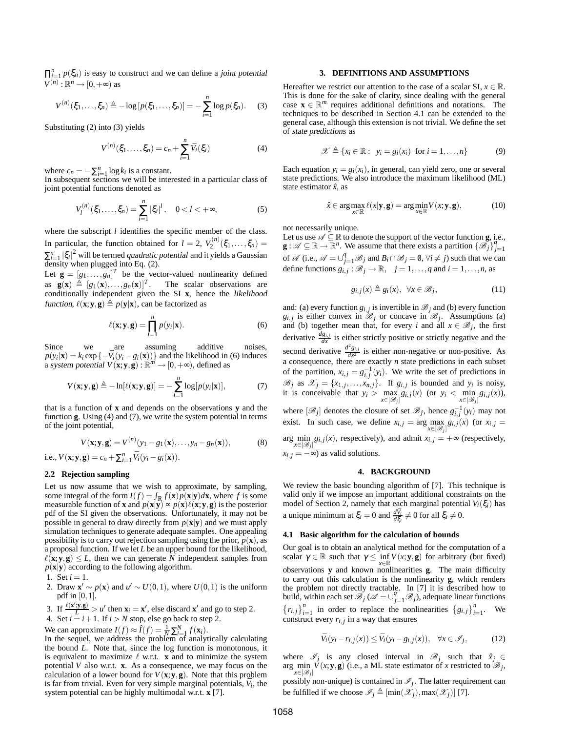$\prod_{i=1}^{n} p(\xi_n)$ is easy to construct and we can define a *joint potential* $V^{(n)} : \mathbb{R}^n \to [0, +\infty)$ as

$$V^{(n)}(\xi_1, \ldots, \xi_n) \triangleq -\log[p(\xi_1, \ldots, \xi_n)] = -\sum_{i=1}^{n} \log p(\xi_n). \quad (3)$$

Substituting (2) into (3) yields

$$V^{(n)}(\xi_1, \ldots, \xi_n) = c_n + \sum_{i=1}^{n} \bar{V}_i(\xi_i) \quad (4)$$

where $c_n = -\sum_{i=1}^{n} \log k_i$ is a constant.

In subsequent sections we will be interested in a particular class of joint potential functions denoted as

$$V_l^{(n)}(\xi_1, \ldots, \xi_n) = \sum_{i=1}^{n} |\xi_i|^l, \quad 0 < l < +\infty, \quad (5)$$

where the subscript $l$ identifies the specific member of the class. In particular, the function obtained for $l = 2$, $V_2^{(n)}(\xi_1, \ldots, \xi_n) = \sum_{i=1}^{n} |\xi_i|^2$ will be termed *quadratic potential* and it yields a Gaussian density when plugged into Eq. (2).

Let $\mathbf{g} = [g_1, \ldots, g_n]^T$ be the vector-valued nonlinearity defined as $\mathbf{g}(\mathbf{x}) \triangleq [g_1(\mathbf{x}), \ldots, g_n(\mathbf{x})]^T$. The scalar observations are conditionally independent given the SI $\mathbf{x}$, hence the *likelihood function*, $\ell(\mathbf{x}; \mathbf{y}, \mathbf{g}) \triangleq p(\mathbf{y}|\mathbf{x})$, can be factorized as

$$\ell(\mathbf{x}; \mathbf{y}, \mathbf{g}) = \prod_{i=1}^{n} p(y_i|\mathbf{x}). \quad (6)$$

Since we are assuming additive noises, $p(y_i|\mathbf{x}) = k_i \exp\{-\bar{V}_i(y_i - g_i(\mathbf{x}))\}$ and the likelihood in (6) induces a *system potential* $V(\mathbf{x}; \mathbf{y}, \mathbf{g}) : \mathbb{R}^m \to [0, +\infty)$, defined as

$$V(\mathbf{x}; \mathbf{y}, \mathbf{g}) \triangleq -\ln[\ell(\mathbf{x}; \mathbf{y}, \mathbf{g})] = -\sum_{i=1}^{n} \log[p(y_i|\mathbf{x})], \quad (7)$$

that is a function of $\mathbf{x}$ and depends on the observations $\mathbf{y}$ and the function $\mathbf{g}$. Using (4) and (7), we write the system potential in terms of the joint potential,

$$V(\mathbf{x}; \mathbf{y}, \mathbf{g}) = V^{(n)}(y_1 - g_1(\mathbf{x}), \ldots, y_n - g_n(\mathbf{x})), \quad (8)$$

i.e., $V(\mathbf{x}; \mathbf{y}, \mathbf{g}) = c_n + \sum_{i=1}^{n} \bar{V}_i(y_i - g_i(\mathbf{x}))$.

### 2.2 Rejection sampling

Let us now assume that we wish to approximate, by sampling, some integral of the form $I(f) = \int_{\mathbb{R}} f(\mathbf{x}) p(\mathbf{x}|\mathbf{y}) d\mathbf{x}$, where $f$ is some measurable function of $\mathbf{x}$ and $p(\mathbf{x}|\mathbf{y}) \propto p(\mathbf{x}) \ell(\mathbf{x}; \mathbf{y}, \mathbf{g})$ is the posterior pdf of the SI given the observations. Unfortunately, it may not be possible in general to draw directly from $p(\mathbf{x}|\mathbf{y})$ and we must apply simulation techniques to generate adequate samples. One appealing possibility is to carry out rejection sampling using the prior, $p(\mathbf{x})$, as a proposal function. If we let $L$ be an upper bound for the likelihood, $\ell(\mathbf{x}; \mathbf{y}, \mathbf{g}) \le L$, then we can generate $N$ independent samples from $p(\mathbf{x}|\mathbf{y})$ according to the following algorithm.

1. Set $i = 1$.
2. Draw $\mathbf{x}' \sim p(\mathbf{x})$ and $u' \sim U(0, 1)$, where $U(0, 1)$ is the uniform pdf in $[0, 1]$.
3. If $\frac{\ell(\mathbf{x}'; \mathbf{y}, \mathbf{g})}{L} > u'$ then $\mathbf{x}_i = \mathbf{x}'$, else discard $\mathbf{x}'$ and go to step 2.
4. Set $i = i + 1$. If $i > N$ stop, else go back to step 2.

We can approximate $I(f) \approx \hat{I}(f) = \frac{1}{N} \sum_{i=1}^{N} f(\mathbf{x}_i)$.

In the sequel, we address the problem of analytically calculating the bound $L$. Note that, since the log function is monotonous, it is equivalent to maximize $\ell$ w.r.t. $\mathbf{x}$ and to minimize the system potential $V$ also w.r.t. $\mathbf{x}$. As a consequence, we may focus on the calculation of a lower bound for $V(\mathbf{x}; \mathbf{y}, \mathbf{g})$. Note that this problem is far from trivial. Even for very simple marginal potentials, $\bar{V}_i$, the system potential can be highly multimodal w.r.t. $\mathbf{x}$ [7].

## 3. DEFINITIONS AND ASSUMPTIONS

Hereafter we restrict our attention to the case of a scalar SI, $x \in \mathbb{R}$. This is done for the sake of clarity, since dealing with the general case $\mathbf{x} \in \mathbb{R}^m$ requires additional definitions and notations. The techniques to be described in Section 4.1 can be extended to the general case, although this extension is not trivial. We define the set of *state predictions* as

$$\mathscr{X} \triangleq \{x_i \in \mathbb{R} : \ y_i = g_i(x_i) \ \text{ for } i = 1, \ldots, n\} \quad (9)$$

Each equation $y_i = g_i(x_i)$, in general, can yield zero, one or several state predictions. We also introduce the maximum likelihood (ML) state estimator $\hat{x}$, as

$$\hat{x} \in \arg\max_{x \in \mathbb{R}} \ell(x|\mathbf{y}, \mathbf{g}) = \arg\min_{x \in \mathbb{R}} V(x; \mathbf{y}, \mathbf{g}), \quad (10)$$

not necessarily unique.

Let us use $\mathscr{A} \subseteq \mathbb{R}$ to denote the support of the vector function $\mathbf{g}$, i.e., $\mathbf{g} : \mathscr{A} \subseteq \mathbb{R} \to \mathbb{R}^n$. We assume that there exists a partition $\{\mathscr{B}_j\}_{j=1}^{q}$ of $\mathscr{A}$ (i.e., $\mathscr{A} = \cup_{j=1}^{q} \mathscr{B}_j$ and $B_i \cap \mathscr{B}_j = \emptyset, \forall i \neq j$) such that we can define functions $g_{i,j} : \mathscr{B}_j \to \mathbb{R}, \quad j = 1, \ldots, q$ and $i = 1, \ldots, n$, as

$$g_{i,j}(x) \triangleq g_i(x), \ \ \forall x \in \mathscr{B}_j, \quad (11)$$

and: (a) every function $g_{i,j}$ is invertible in $\mathscr{B}_j$ and (b) every function $g_{i,j}$ is either convex in $\mathscr{B}_j$ or concave in $\mathscr{B}_j$. Assumptions (a) and (b) together mean that, for every $i$ and all $x \in \mathscr{B}_j$, the first derivative $\frac{dg_{i,j}}{dx}$ is either strictly positive or strictly negative and the second derivative $\frac{d^2 g_{i,j}}{dx^2}$ is either non-negative or non-positive. As a consequence, there are exactly $n$ state predictions in each subset of the partition, $x_{i,j} = g_{i,j}^{-1}(y_i)$. We write the set of predictions in $\mathscr{B}_j$ as $\mathscr{X}_j = \{x_{1,j}, \ldots, x_{n,j}\}$. If $g_{i,j}$ is bounded and $y_i$ is noisy, it is conceivable that $y_i > \max_{x \in [\mathscr{B}_j]} g_{i,j}(x)$ (or $y_i < \min_{x \in [\mathscr{B}_j]} g_{i,j}(x)$), where $[\mathscr{B}_j]$ denotes the closure of set $\mathscr{B}_j$, hence $g_{i,j}^{-1}(y_i)$ may not exist. In such case, we define $x_{i,j} = \arg\max_{x \in [\mathscr{B}_j]} g_{i,j}(x)$ (or $x_{i,j} = \arg\min_{x \in [\mathscr{B}_j]} g_{i,j}(x)$, respectively), and admit $x_{i,j} = +\infty$ (respectively, $x_{i,j} = -\infty$) as valid solutions.

## 4. BACKGROUND

We review the basic bounding algorithm of [7]. This technique is valid only if we impose an important additional constraints on the model of Section 2, namely that each marginal potential $\bar{V}_i(\xi_i)$ has a unique minimum at $\xi_i = 0$ and $\frac{d\bar{V}_i}{d\xi_i} \neq 0$ for all $\xi_i \neq 0$.

### 4.1 Basic algorithm for the calculation of bounds

Our goal is to obtain an analytical method for the computation of a scalar $\gamma \in \mathbb{R}$ such that $\gamma \le \inf_{x \in \mathbb{R}} V(x; \mathbf{y}, \mathbf{g})$ for arbitrary (but fixed) observations $\mathbf{y}$ and known nonlinearities $\mathbf{g}$. The main difficulty to carry out this calculation is the nonlinearity $\mathbf{g}$, which renders the problem not directly tractable. In [7] it is described how to build, within each set $\mathscr{B}_j$ ($\mathscr{A} = \cup_{j=1}^{q} \mathscr{B}_j$), adequate linear functions $\{r_{i,j}\}_{i=1}^{n}$ in order to replace the nonlinearities $\{g_{i,j}\}_{i=1}^{n}$. We construct every $r_{i,j}$ in a way that ensures

$$\bar{V}_i(y_i - r_{i,j}(x)) \le \bar{V}_i(y_i - g_{i,j}(x)), \ \ \forall x \in \mathscr{I}_j, \quad (12)$$

where $\mathscr{I}_j$ is any closed interval in $\mathscr{B}_j$ such that $\hat{x}_j \in \arg\min_{x \in [\mathscr{B}_j]} V(x; \mathbf{y}, \mathbf{g})$ (i.e., a ML state estimator of $x$ restricted to $\mathscr{B}_j$, possibly non-unique) is contained in $\mathscr{I}_j$. The latter requirement can be fulfilled if we choose $\mathscr{I}_j \triangleq [\min(\mathscr{X}_j), \max(\mathscr{X}_j)]$ [7].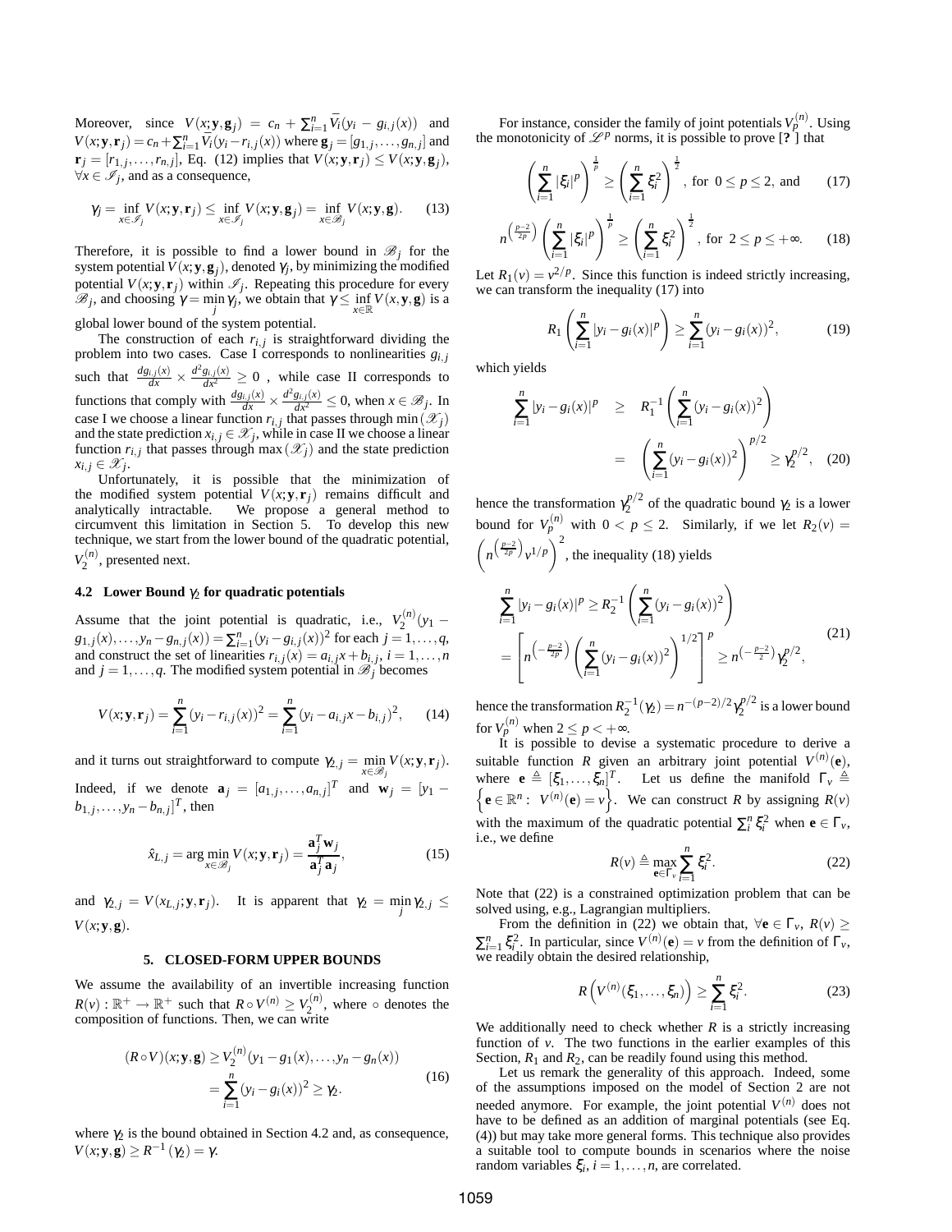Moreover, since $V(x;\mathbf{y},\mathbf{g}_j) = c_n + \sum_{i=1}^n \overline{V}_i(y_i - g_{i,j}(x))$ and $V(x;\mathbf{y},\mathbf{r}_j) = c_n + \sum_{i=1}^n \overline{V}_i(y_i - r_{i,j}(x))$ where $\mathbf{g}_j = [g_{1,j},\ldots,g_{n,j}]$ and $\mathbf{r}_j = [r_{1,j},\ldots,r_{n,j}]$, Eq. (12) implies that $V(x;\mathbf{y},\mathbf{r}_j) \leq V(x;\mathbf{y},\mathbf{g}_j)$, $\forall x \in \mathscr{I}_j$, and as a consequence,

$$\gamma_j = \inf_{x\in\mathscr{I}_j} V(x;\mathbf{y},\mathbf{r}_j) \leq \inf_{x\in\mathscr{I}_j} V(x;\mathbf{y},\mathbf{g}_j) = \inf_{x\in\mathscr{B}_j} V(x;\mathbf{y},\mathbf{g}). \tag{13}$$

Therefore, it is possible to find a lower bound in $\mathscr{B}_j$ for the system potential $V(x;\mathbf{y},\mathbf{g}_j)$, denoted $\gamma_j$, by minimizing the modified potential $V(x;\mathbf{y},\mathbf{r}_j)$ within $\mathscr{I}_j$. Repeating this procedure for every $\mathscr{B}_j$, and choosing $\gamma = \min_j \gamma_j$, we obtain that $\gamma \leq \inf_{x\in\mathbb{R}} V(x,\mathbf{y},\mathbf{g})$ is a global lower bound of the system potential.

The construction of each $r_{i,j}$ is straightforward dividing the problem into two cases. Case I corresponds to nonlinearities $g_{i,j}$ such that $\frac{dg_{i,j}(x)}{dx} \times \frac{d^2g_{i,j}(x)}{dx^2} \geq 0$ , while case II corresponds to functions that comply with $\frac{dg_{i,j}(x)}{dx} \times \frac{d^2g_{i,j}(x)}{dx^2} \leq 0$, when $x \in \mathscr{B}_j$. In case I we choose a linear function $r_{i,j}$ that passes through $\min(\mathscr{X}_j)$ and the state prediction $x_{i,j} \in \mathscr{X}_j$, while in case II we choose a linear function $r_{i,j}$ that passes through $\max(\mathscr{X}_j)$ and the state prediction $x_{i,j} \in \mathscr{X}_j$.

Unfortunately, it is possible that the minimization of the modified system potential $V(x;\mathbf{y},\mathbf{r}_j)$ remains difficult and analytically intractable. We propose a general method to circumvent this limitation in Section 5. To develop this new technique, we start from the lower bound of the quadratic potential, $V_2^{(n)}$, presented next.

### 4.2 Lower Bound $\gamma_2$ for quadratic potentials

Assume that the joint potential is quadratic, i.e., $V_2^{(n)}(y_1 - g_{1,j}(x),\ldots,y_n - g_{n,j}(x)) = \sum_{i=1}^n (y_i - g_{i,j}(x))^2$ for each $j = 1,\ldots,q$, and construct the set of linearities $r_{i,j}(x) = a_{i,j}x + b_{i,j}$, $i = 1,\ldots,n$ and $j = 1,\ldots,q$. The modified system potential in $\mathscr{B}_j$ becomes

$$V(x;\mathbf{y},\mathbf{r}_j) = \sum_{i=1}^n (y_i - r_{i,j}(x))^2 = \sum_{i=1}^n (y_i - a_{i,j}x - b_{i,j})^2, \tag{14}$$

and it turns out straightforward to compute $\gamma_{2,j} = \min_{x\in\mathscr{B}_j} V(x;\mathbf{y},\mathbf{r}_j)$. Indeed, if we denote $\mathbf{a}_j = [a_{1,j},\ldots,a_{n,j}]^T$ and $\mathbf{w}_j = [y_1 - b_{1,j},\ldots,y_n - b_{n,j}]^T$, then

$$\hat{x}_{L,j} = \arg\min_{x\in\mathscr{B}_j} V(x;\mathbf{y},\mathbf{r}_j) = \frac{\mathbf{a}_j^T\mathbf{w}_j}{\mathbf{a}_j^T\mathbf{a}_j}, \tag{15}$$

and $\gamma_{2,j} = V(x_{L,j};\mathbf{y},\mathbf{r}_j)$. It is apparent that $\gamma_2 = \min_j \gamma_{2,j} \leq V(x;\mathbf{y},\mathbf{g})$.

## 5. CLOSED-FORM UPPER BOUNDS

We assume the availability of an invertible increasing function $R(v): \mathbb{R}^+ \to \mathbb{R}^+$ such that $R \circ V^{(n)} \geq V_2^{(n)}$, where $\circ$ denotes the composition of functions. Then, we can write

$$\begin{aligned}(R\circ V)(x;\mathbf{y},\mathbf{g}) &\geq V_2^{(n)}(y_1 - g_1(x),\ldots,y_n - g_n(x)) \\ &= \sum_{i=1}^n (y_i - g_i(x))^2 \geq \gamma_2.\end{aligned} \tag{16}$$

where $\gamma_2$ is the bound obtained in Section 4.2 and, as consequence, $V(x;\mathbf{y},\mathbf{g}) \geq R^{-1}(\gamma_2) = \gamma$.

For instance, consider the family of joint potentials $V_p^{(n)}$. Using the monotonicity of $\mathscr{L}^p$ norms, it is possible to prove [? ] that

$$\left(\sum_{i=1}^n |\xi_i|^p\right)^{\frac{1}{p}} \geq \left(\sum_{i=1}^n \xi_i^2\right)^{\frac{1}{2}}, \text{ for } 0 \leq p \leq 2, \text{ and} \tag{17}$$

$$n^{\left(\frac{p-2}{2p}\right)}\left(\sum_{i=1}^n |\xi_i|^p\right)^{\frac{1}{p}} \geq \left(\sum_{i=1}^n \xi_i^2\right)^{\frac{1}{2}}, \text{ for } 2 \leq p \leq +\infty. \tag{18}$$

Let $R_1(v) = v^{2/p}$. Since this function is indeed strictly increasing, we can transform the inequality (17) into

$$R_1\left(\sum_{i=1}^n |y_i - g_i(x)|^p\right) \geq \sum_{i=1}^n (y_i - g_i(x))^2, \tag{19}$$

which yields

$$\begin{aligned}\sum_{i=1}^n |y_i - g_i(x)|^p &\geq R_1^{-1}\left(\sum_{i=1}^n (y_i - g_i(x))^2\right) \\ &= \left(\sum_{i=1}^n (y_i - g_i(x))^2\right)^{p/2} \geq \gamma_2^{p/2},\end{aligned} \tag{20}$$

hence the transformation $\gamma_2^{p/2}$ of the quadratic bound $\gamma_2$ is a lower bound for $V_p^{(n)}$ with $0 < p \leq 2$. Similarly, if we let $R_2(v) = \left(n^{\left(\frac{p-2}{2p}\right)} v^{1/p}\right)^2$, the inequality (18) yields

$$\begin{aligned}&\sum_{i=1}^n |y_i - g_i(x)|^p \geq R_2^{-1}\left(\sum_{i=1}^n (y_i - g_i(x))^2\right) \\ &= \left[n^{\left(-\frac{p-2}{2p}\right)}\left(\sum_{i=1}^n (y_i - g_i(x))^2\right)^{1/2}\right]^p \geq n^{\left(-\frac{p-2}{2}\right)}\gamma_2^{p/2},\end{aligned} \tag{21}$$

hence the transformation $R_2^{-1}(\gamma_2) = n^{-(p-2)/2}\gamma_2^{p/2}$ is a lower bound for $V_p^{(n)}$ when $2 \leq p < +\infty$.

It is possible to devise a systematic procedure to derive a suitable function $R$ given an arbitrary joint potential $V^{(n)}(\mathbf{e})$, where $\mathbf{e} \triangleq [\xi_1,\ldots,\xi_n]^T$. Let us define the manifold $\Gamma_v \triangleq \left\{\mathbf{e} \in \mathbb{R}^n : V^{(n)}(\mathbf{e}) = v\right\}$. We can construct $R$ by assigning $R(v)$ with the maximum of the quadratic potential $\sum_i^n \xi_i^2$ when $\mathbf{e} \in \Gamma_v$, i.e., we define

$$R(v) \triangleq \max_{\mathbf{e}\in\Gamma_v} \sum_{i=1}^n \xi_i^2. \tag{22}$$

Note that (22) is a constrained optimization problem that can be solved using, e.g., Lagrangian multipliers.

From the definition in (22) we obtain that, $\forall \mathbf{e} \in \Gamma_v$, $R(v) \geq \sum_{i=1}^n \xi_i^2$. In particular, since $V^{(n)}(\mathbf{e}) = v$ from the definition of $\Gamma_v$, we readily obtain the desired relationship,

$$R\left(V^{(n)}(\xi_1,\ldots,\xi_n)\right) \geq \sum_{i=1}^n \xi_i^2. \tag{23}$$

We additionally need to check whether $R$ is a strictly increasing function of $v$. The two functions in the earlier examples of this Section, $R_1$ and $R_2$, can be readily found using this method.

Let us remark the generality of this approach. Indeed, some of the assumptions imposed on the model of Section 2 are not needed anymore. For example, the joint potential $V^{(n)}$ does not have to be defined as an addition of marginal potentials (see Eq. (4)) but may take more general forms. This technique also provides a suitable tool to compute bounds in scenarios where the noise random variables $\xi_i$, $i = 1,\ldots,n$, are correlated.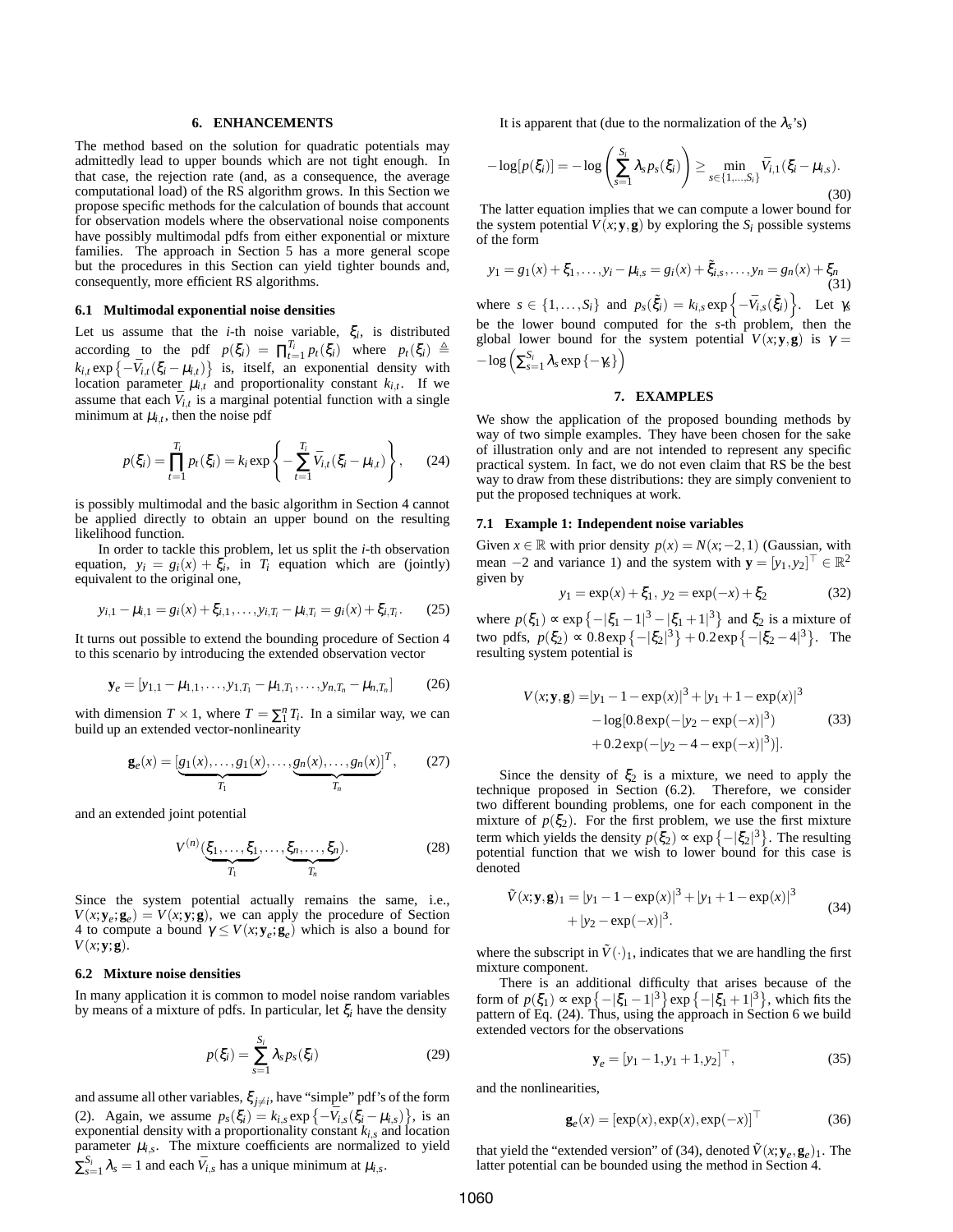## 6. ENHANCEMENTS

The method based on the solution for quadratic potentials may admittedly lead to upper bounds which are not tight enough. In that case, the rejection rate (and, as a consequence, the average computational load) of the RS algorithm grows. In this Section we propose specific methods for the calculation of bounds that account for observation models where the observational noise components have possibly multimodal pdfs from either exponential or mixture families. The approach in Section 5 has a more general scope but the procedures in this Section can yield tighter bounds and, consequently, more efficient RS algorithms.

### 6.1 Multimodal exponential noise densities

Let us assume that the $i$-th noise variable, $\xi_i$, is distributed according to the pdf $p(\xi_i) = \prod_{t=1}^{T_i} p_t(\xi_i)$ where $p_t(\xi_i) \triangleq k_{i,t} \exp\left\{-\bar{V}_{i,t}(\xi_i - \mu_{i,t})\right\}$ is, itself, an exponential density with location parameter $\mu_{i,t}$ and proportionality constant $k_{i,t}$. If we assume that each $\bar{V}_{i,t}$ is a marginal potential function with a single minimum at $\mu_{i,t}$, then the noise pdf

$$p(\xi_i) = \prod_{t=1}^{T_i} p_t(\xi_i) = k_i \exp\left\{-\sum_{t=1}^{T_i} \bar{V}_{i,t}(\xi_i - \mu_{i,t})\right\}, \qquad (24)$$

is possibly multimodal and the basic algorithm in Section 4 cannot be applied directly to obtain an upper bound on the resulting likelihood function.

In order to tackle this problem, let us split the $i$-th observation equation, $y_i = g_i(x) + \xi_i$, in $T_i$ equation which are (jointly) equivalent to the original one,

$$y_{i,1} - \mu_{i,1} = g_i(x) + \xi_{i,1}, \ldots, y_{i,T_i} - \mu_{i,T_i} = g_i(x) + \xi_{i,T_i}. \qquad (25)$$

It turns out possible to extend the bounding procedure of Section 4 to this scenario by introducing the extended observation vector

$$\mathbf{y}_e = [y_{1,1} - \mu_{1,1}, \ldots, y_{1,T_1} - \mu_{1,T_1}, \ldots, y_{n,T_n} - \mu_{n,T_n}] \qquad (26)$$

with dimension $T \times 1$, where $T = \sum_1^n T_i$. In a similar way, we can build up an extended vector-nonlinearity

$$\mathbf{g}_e(x) = [\underbrace{g_1(x), \ldots, g_1(x)}_{T_1}, \ldots, \underbrace{g_n(x), \ldots, g_n(x)}_{T_n}]^T, \qquad (27)$$

and an extended joint potential

$$V^{(n)}(\underbrace{\xi_1, \ldots, \xi_1}_{T_1}, \ldots, \underbrace{\xi_n, \ldots, \xi_n}_{T_n}). \qquad (28)$$

Since the system potential actually remains the same, i.e., $V(x; \mathbf{y}_e; \mathbf{g}_e) = V(x; \mathbf{y}; \mathbf{g})$, we can apply the procedure of Section 4 to compute a bound $\gamma \leq V(x; \mathbf{y}_e; \mathbf{g}_e)$ which is also a bound for $V(x; \mathbf{y}; \mathbf{g})$.

### 6.2 Mixture noise densities

In many application it is common to model noise random variables by means of a mixture of pdfs. In particular, let $\xi_i$ have the density

$$p(\xi_i) = \sum_{s=1}^{S_i} \lambda_s p_s(\xi_i) \qquad (29)$$

and assume all other variables, $\xi_{j \neq i}$, have "simple" pdf's of the form (2). Again, we assume $p_s(\xi_i) = k_{i,s} \exp\left\{-\bar{V}_{i,s}(\xi_i - \mu_{i,s})\right\}$, is an exponential density with a proportionality constant $k_{i,s}$ and location parameter $\mu_{i,s}$. The mixture coefficients are normalized to yield $\sum_{s=1}^{S_i} \lambda_s = 1$ and each $\bar{V}_{i,s}$ has a unique minimum at $\mu_{i,s}$.

It is apparent that (due to the normalization of the $\lambda_s$'s)

$$-\log[p(\xi_i)] = -\log\left(\sum_{s=1}^{S_i} \lambda_s p_s(\xi_i)\right) \geq \min_{s \in \{1, \ldots, S_i\}} \bar{V}_{i,1}(\xi_i - \mu_{i,s}). \qquad (30)$$

The latter equation implies that we can compute a lower bound for the system potential $V(x; \mathbf{y}, \mathbf{g})$ by exploring the $S_i$ possible systems of the form

$$y_1 = g_1(x) + \xi_1, \ldots, y_i - \mu_{i,s} = g_i(x) + \tilde{\xi}_{i,s}, \ldots, y_n = g_n(x) + \xi_n \qquad (31)$$

where $s \in \{1, \ldots, S_i\}$ and $p_s(\tilde{\xi}_i) = k_{i,s} \exp\left\{-\bar{V}_{i,s}(\tilde{\xi}_i)\right\}$. Let $\gamma_s$ be the lower bound computed for the $s$-th problem, then the global lower bound for the system potential $V(x; \mathbf{y}, \mathbf{g})$ is $\gamma = -\log\left(\sum_{s=1}^{S_i} \lambda_s \exp\{-\gamma_s\}\right)$

## 7. EXAMPLES

We show the application of the proposed bounding methods by way of two simple examples. They have been chosen for the sake of illustration only and are not intended to represent any specific practical system. In fact, we do not even claim that RS be the best way to draw from these distributions: they are simply convenient to put the proposed techniques at work.

### 7.1 Example 1: Independent noise variables

Given $x \in \mathbb{R}$ with prior density $p(x) = N(x; -2, 1)$ (Gaussian, with mean $-2$ and variance 1) and the system with $\mathbf{y} = [y_1, y_2]^\top \in \mathbb{R}^2$ given by

$$y_1 = \exp(x) + \xi_1, \; y_2 = \exp(-x) + \xi_2 \qquad (32)$$

where $p(\xi_1) \propto \exp\left\{-|\xi_1 - 1|^3 - |\xi_1 + 1|^3\right\}$ and $\xi_2$ is a mixture of two pdfs, $p(\xi_2) \propto 0.8 \exp\left\{-|\xi_2|^3\right\} + 0.2 \exp\left\{-|\xi_2 - 4|^3\right\}$. The resulting system potential is

$$\begin{aligned} V(x; \mathbf{y}, \mathbf{g}) = & |y_1 - 1 - \exp(x)|^3 + |y_1 + 1 - \exp(x)|^3 \\ & - \log[0.8 \exp(-|y_2 - \exp(-x)|^3) \\ & + 0.2 \exp(-|y_2 - 4 - \exp(-x)|^3)]. \end{aligned} \qquad (33)$$

Since the density of $\xi_2$ is a mixture, we need to apply the technique proposed in Section (6.2). Therefore, we consider two different bounding problems, one for each component in the mixture of $p(\xi_2)$. For the first problem, we use the first mixture term which yields the density $p(\xi_2) \propto \exp\left\{-|\xi_2|^3\right\}$. The resulting potential function that we wish to lower bound for this case is denoted

$$\begin{aligned} \tilde{V}(x; \mathbf{y}, \mathbf{g})_1 = & |y_1 - 1 - \exp(x)|^3 + |y_1 + 1 - \exp(x)|^3 \\ & + |y_2 - \exp(-x)|^3. \end{aligned} \qquad (34)$$

where the subscript in $\tilde{V}(\cdot)_1$, indicates that we are handling the first mixture component.

There is an additional difficulty that arises because of the form of $p(\xi_1) \propto \exp\left\{-|\xi_1 - 1|^3\right\} \exp\left\{-|\xi_1 + 1|^3\right\}$, which fits the pattern of Eq. (24). Thus, using the approach in Section 6 we build extended vectors for the observations

$$\mathbf{y}_e = [y_1 - 1, y_1 + 1, y_2]^\top, \qquad (35)$$

and the nonlinearities,

$$\mathbf{g}_e(x) = [\exp(x), \exp(x), \exp(-x)]^\top \qquad (36)$$

that yield the "extended version" of (34), denoted $\tilde{V}(x; \mathbf{y}_e, \mathbf{g}_e)_1$. The latter potential can be bounded using the method in Section 4.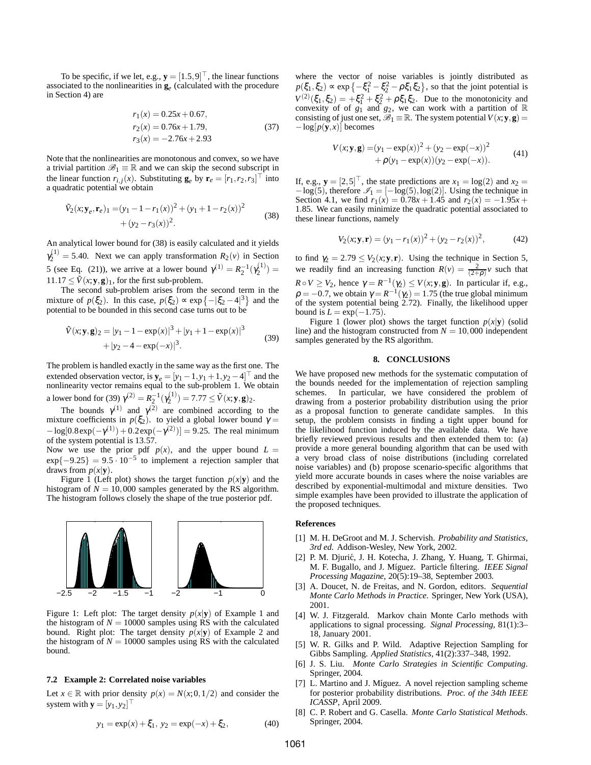To be specific, if we let, e.g., $\mathbf{y} = [1.5, 9]^\top$, the linear functions associated to the nonlinearities in $\mathbf{g}_e$ (calculated with the procedure in Section 4) are

$$
\begin{aligned}
r_1(x) &= 0.25x + 0.67, \\
r_2(x) &= 0.76x + 1.79, \\
r_3(x) &= -2.76x + 2.93
\end{aligned}
\tag{37}
$$

Note that the nonlinearities are monotonous and convex, so we have a trivial partition $\mathscr{B}_1 \equiv \mathbb{R}$ and we can skip the second subscript in the linear function $r_{i,j}(x)$. Substituting $\mathbf{g}_e$ by $\mathbf{r}_e = [r_1, r_2, r_3]^\top$ into a quadratic potential we obtain

$$
\begin{aligned}
\tilde{V}_2(x; \mathbf{y}_e, \mathbf{r}_e)_1 =& (y_1 - 1 - r_1(x))^2 + (y_1 + 1 - r_2(x))^2 \\
&+ (y_2 - r_3(x))^2.
\end{aligned}
\tag{38}
$$

An analytical lower bound for (38) is easily calculated and it yields $\gamma_2^{(1)} = 5.40$. Next we can apply transformation $R_2(v)$ in Section 5 (see Eq. (21)), we arrive at a lower bound $\gamma^{(1)} = R_2^{-1}(\gamma_2^{(1)}) = 11.17 \leq \tilde{V}(x; \mathbf{y}, \mathbf{g})_1$, for the first sub-problem.

The second sub-problem arises from the second term in the mixture of $p(\xi_2)$. In this case, $p(\xi_2) \propto \exp\{-|\xi_2 - 4|^3\}$ and the potential to be bounded in this second case turns out to be

$$
\begin{aligned}
\tilde{V}(x; \mathbf{y}, \mathbf{g})_2 =& |y_1 - 1 - \exp(x)|^3 + |y_1 + 1 - \exp(x)|^3 \\
&+ |y_2 - 4 - \exp(-x)|^3.
\end{aligned}
\tag{39}
$$

The problem is handled exactly in the same way as the first one. The extended observation vector, is $\mathbf{y}_e = [y_1 - 1, y_1 + 1, y_2 - 4]^\top$ and the nonlinearity vector remains equal to the sub-problem 1. We obtain a lower bond for (39) $\gamma^{(2)} = R_2^{-1}(\gamma_2^{(1)}) = 7.77 \leq \tilde{V}(x; \mathbf{y}, \mathbf{g})_2$.

The bounds $\gamma^{(1)}$ and $\gamma^{(2)}$ are combined according to the mixture coefficients in $p(\xi_2)$. to yield a global lower bound $\gamma = -\log[0.8\exp(-\gamma^{(1)}) + 0.2\exp(-\gamma^{(2)})] = 9.25$. The real minimum of the system potential is 13.57.

Now we use the prior pdf $p(x)$, and the upper bound $L = \exp\{-9.25\} = 9.5 \cdot 10^{-5}$ to implement a rejection sampler that draws from $p(x|\mathbf{y})$.

Figure 1 (Left plot) shows the target function $p(x|\mathbf{y})$ and the histogram of $N = 10,000$ samples generated by the RS algorithm. The histogram follows closely the shape of the true posterior pdf.

−2.5 −2 −1.5 −1 −2 −1 0

Figure 1: Left plot: The target density $p(x|\mathbf{y})$ of Example 1 and the histogram of $N = 10000$ samples using RS with the calculated bound. Right plot: The target density $p(x|\mathbf{y})$ of Example 2 and the histogram of $N = 10000$ samples using RS with the calculated bound.

### 7.2 Example 2: Correlated noise variables

Let $x \in \mathbb{R}$ with prior density $p(x) = N(x; 0, 1/2)$ and consider the system with $\mathbf{y} = [y_1, y_2]^\top$

$$
y_1 = \exp(x) + \xi_1, \; y_2 = \exp(-x) + \xi_2,
\tag{40}
$$

where the vector of noise variables is jointly distributed as $p(\xi_1, \xi_2) \propto \exp\{-\xi_1^2 - \xi_2^2 - \rho\xi_1\xi_2\}$, so that the joint potential is $V^{(2)}(\xi_1, \xi_2) = +\xi_1^2 + \xi_2^2 + \rho\xi_1\xi_2$. Due to the monotonicity and convexity of of $g_1$ and $g_2$, we can work with a partition of $\mathbb{R}$ consisting of just one set, $\mathscr{B}_1 \equiv \mathbb{R}$. The system potential $V(x; \mathbf{y}, \mathbf{g}) = -\log[p(\mathbf{y}, x)]$ becomes

$$
\begin{aligned}
V(x; \mathbf{y}, \mathbf{g}) =& (y_1 - \exp(x))^2 + (y_2 - \exp(-x))^2 \\
&+ \rho(y_1 - \exp(x))(y_2 - \exp(-x)).
\end{aligned}
\tag{41}
$$

If, e.g., $\mathbf{y} = [2, 5]^\top$, the state predictions are $x_1 = \log(2)$ and $x_2 = -\log(5)$, therefore $\mathscr{I}_1 = [-\log(5), \log(2)]$. Using the technique in Section 4.1, we find $r_1(x) = 0.78x + 1.45$ and $r_2(x) = -1.95x + 1.85$. We can easily minimize the quadratic potential associated to these linear functions, namely

$$
V_2(x; \mathbf{y}, \mathbf{r}) = (y_1 - r_1(x))^2 + (y_2 - r_2(x))^2,
\tag{42}
$$

to find $\gamma_2 = 2.79 \leq V_2(x; \mathbf{y}, \mathbf{r})$. Using the technique in Section 5, we readily find an increasing function $R(v) = \frac{2}{(2+\rho)}v$ such that $R \circ V \geq V_2$, hence $\gamma = R^{-1}(\gamma_2) \leq V(x; \mathbf{y}, \mathbf{g})$. In particular if, e.g., $\rho = -0.7$, we obtain $\gamma = R^{-1}(\gamma_2) = 1.75$ (the true global minimum of the system potential being 2.72). Finally, the likelihood upper bound is $L = \exp(-1.75)$.

Figure 1 (lower plot) shows the target function $p(x|\mathbf{y})$ (solid line) and the histogram constructed from $N = 10,000$ independent samples generated by the RS algorithm.

## 8. CONCLUSIONS

We have proposed new methods for the systematic computation of the bounds needed for the implementation of rejection sampling schemes. In particular, we have considered the problem of drawing from a posterior probability distribution using the prior as a proposal function to generate candidate samples. In this setup, the problem consists in finding a tight upper bound for the likelihood function induced by the available data. We have briefly reviewed previous results and then extended them to: (a) provide a more general bounding algorithm that can be used with a very broad class of noise distributions (including correlated noise variables) and (b) propose scenario-specific algorithms that yield more accurate bounds in cases where the noise variables are described by exponential-multimodal and mixture densities. Two simple examples have been provided to illustrate the application of the proposed techniques.

### References

[1] M. H. DeGroot and M. J. Schervish. *Probability and Statistics, 3rd ed*. Addison-Wesley, New York, 2002.

[2] P. M. Djurić, J. H. Kotecha, J. Zhang, Y. Huang, T. Ghirmai, M. F. Bugallo, and J. Míguez. Particle filtering. *IEEE Signal Processing Magazine*, 20(5):19–38, September 2003.

[3] A. Doucet, N. de Freitas, and N. Gordon, editors. *Sequential Monte Carlo Methods in Practice*. Springer, New York (USA), 2001.

[4] W. J. Fitzgerald. Markov chain Monte Carlo methods with applications to signal processing. *Signal Processing*, 81(1):3–18, January 2001.

[5] W. R. Gilks and P. Wild. Adaptive Rejection Sampling for Gibbs Sampling. *Applied Statistics*, 41(2):337–348, 1992.

[6] J. S. Liu. *Monte Carlo Strategies in Scientific Computing*. Springer, 2004.

[7] L. Martino and J. Míguez. A novel rejection sampling scheme for posterior probability distributions. *Proc. of the 34th IEEE ICASSP*, April 2009.

[8] C. P. Robert and G. Casella. *Monte Carlo Statistical Methods*. Springer, 2004.